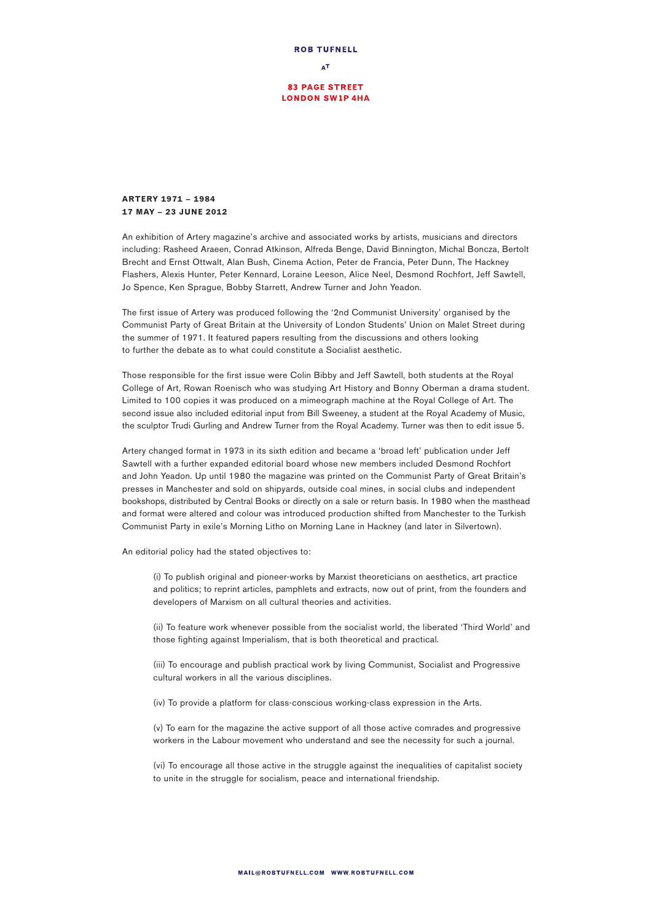**ROB TUFNELL**

AT

**83 PAGE STREET**
**LONDON SW1P 4HA**

## ARTERY 1971 – 1984
## 17 MAY – 23 JUNE 2012

An exhibition of Artery magazine's archive and associated works by artists, musicians and directors including: Rasheed Araeen, Conrad Atkinson, Alfreda Benge, David Binnington, Michal Boncza, Bertolt Brecht and Ernst Ottwalt, Alan Bush, Cinema Action, Peter de Francia, Peter Dunn, The Hackney Flashers, Alexis Hunter, Peter Kennard, Loraine Leeson, Alice Neel, Desmond Rochfort, Jeff Sawtell, Jo Spence, Ken Sprague, Bobby Starrett, Andrew Turner and John Yeadon.

The first issue of Artery was produced following the '2nd Communist University' organised by the Communist Party of Great Britain at the University of London Students' Union on Malet Street during the summer of 1971. It featured papers resulting from the discussions and others looking to further the debate as to what could constitute a Socialist aesthetic.

Those responsible for the first issue were Colin Bibby and Jeff Sawtell, both students at the Royal College of Art, Rowan Roenisch who was studying Art History and Bonny Oberman a drama student. Limited to 100 copies it was produced on a mimeograph machine at the Royal College of Art. The second issue also included editorial input from Bill Sweeney, a student at the Royal Academy of Music, the sculptor Trudi Gurling and Andrew Turner from the Royal Academy. Turner was then to edit issue 5.

Artery changed format in 1973 in its sixth edition and became a 'broad left' publication under Jeff Sawtell with a further expanded editorial board whose new members included Desmond Rochfort and John Yeadon. Up until 1980 the magazine was printed on the Communist Party of Great Britain's presses in Manchester and sold on shipyards, outside coal mines, in social clubs and independent bookshops, distributed by Central Books or directly on a sale or return basis. In 1980 when the masthead and format were altered and colour was introduced production shifted from Manchester to the Turkish Communist Party in exile's Morning Litho on Morning Lane in Hackney (and later in Silvertown).

An editorial policy had the stated objectives to:

(i) To publish original and pioneer-works by Marxist theoreticians on aesthetics, art practice and politics; to reprint articles, pamphlets and extracts, now out of print, from the founders and developers of Marxism on all cultural theories and activities.

(ii) To feature work whenever possible from the socialist world, the liberated 'Third World' and those fighting against Imperialism, that is both theoretical and practical.

(iii) To encourage and publish practical work by living Communist, Socialist and Progressive cultural workers in all the various disciplines.

(iv) To provide a platform for class-conscious working-class expression in the Arts.

(v) To earn for the magazine the active support of all those active comrades and progressive workers in the Labour movement who understand and see the necessity for such a journal.

(vi) To encourage all those active in the struggle against the inequalities of capitalist society to unite in the struggle for socialism, peace and international friendship.

MAIL@ROBTUFNELL.COM WWW.ROBTUFNELL.COM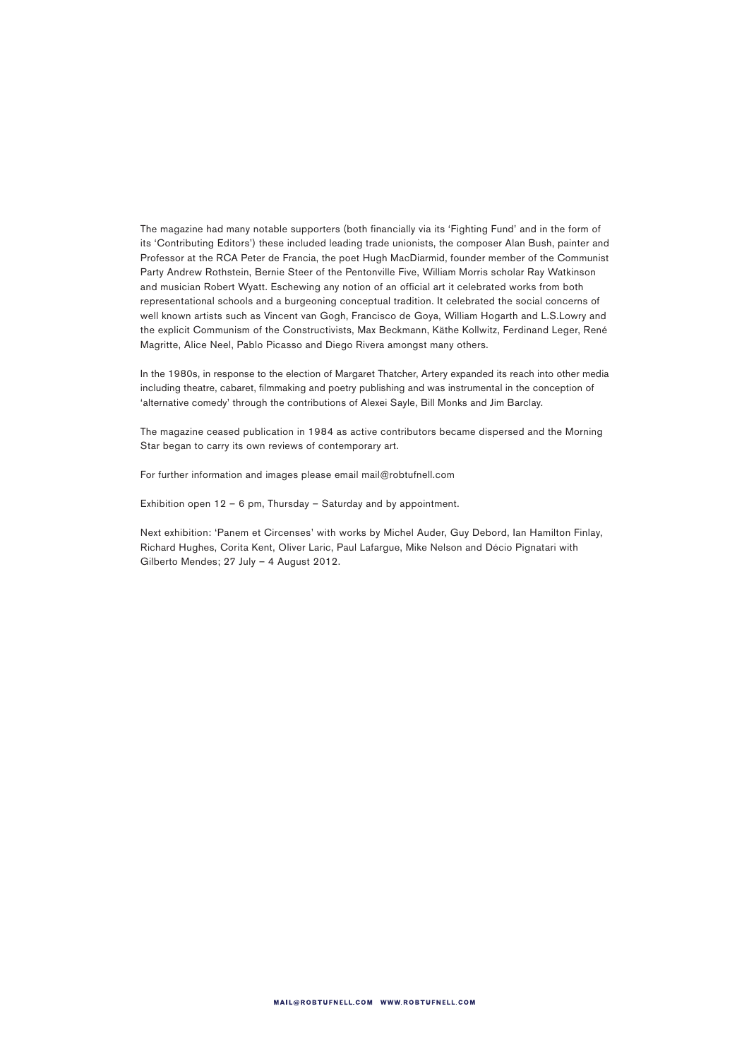The magazine had many notable supporters (both financially via its 'Fighting Fund' and in the form of its 'Contributing Editors') these included leading trade unionists, the composer Alan Bush, painter and Professor at the RCA Peter de Francia, the poet Hugh MacDiarmid, founder member of the Communist Party Andrew Rothstein, Bernie Steer of the Pentonville Five, William Morris scholar Ray Watkinson and musician Robert Wyatt. Eschewing any notion of an official art it celebrated works from both representational schools and a burgeoning conceptual tradition. It celebrated the social concerns of well known artists such as Vincent van Gogh, Francisco de Goya, William Hogarth and L.S.Lowry and the explicit Communism of the Constructivists, Max Beckmann, Käthe Kollwitz, Ferdinand Leger, René Magritte, Alice Neel, Pablo Picasso and Diego Rivera amongst many others.

In the 1980s, in response to the election of Margaret Thatcher, Artery expanded its reach into other media including theatre, cabaret, filmmaking and poetry publishing and was instrumental in the conception of 'alternative comedy' through the contributions of Alexei Sayle, Bill Monks and Jim Barclay.

The magazine ceased publication in 1984 as active contributors became dispersed and the Morning Star began to carry its own reviews of contemporary art.

For further information and images please email mail@robtufnell.com

Exhibition open 12 – 6 pm, Thursday – Saturday and by appointment.

Next exhibition: 'Panem et Circenses' with works by Michel Auder, Guy Debord, Ian Hamilton Finlay, Richard Hughes, Corita Kent, Oliver Laric, Paul Lafargue, Mike Nelson and Décio Pignatari with Gilberto Mendes; 27 July – 4 August 2012.

MAIL@ROBTUFNELL.COM WWW.ROBTUFNELL.COM